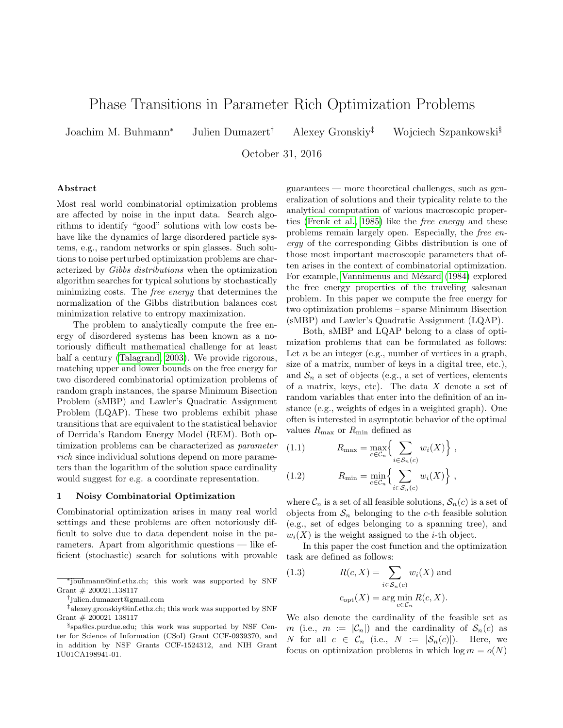# Phase Transitions in Parameter Rich Optimization Problems

Joachim M. Buhmann[*] Julien Dumazert[†] Alexey Gronskiy[‡] Wojciech Szpankowski[§]

October 31, 2016

### Abstract

Most real world combinatorial optimization problems are affected by noise in the input data. Search algorithms to identify "good" solutions with low costs behave like the dynamics of large disordered particle systems, e.g., random networks or spin glasses. Such solutions to noise perturbed optimization problems are characterized by *Gibbs distributions* when the optimization algorithm searches for typical solutions by stochastically minimizing costs. The *free energy* that determines the normalization of the Gibbs distribution balances cost minimization relative to entropy maximization.

The problem to analytically compute the free energy of disordered systems has been known as a notoriously difficult mathematical challenge for at least half a century (Talagrand, 2003). We provide rigorous, matching upper and lower bounds on the free energy for two disordered combinatorial optimization problems of random graph instances, the sparse Minimum Bisection Problem (sMBP) and Lawler's Quadratic Assignment Problem (LQAP). These two problems exhibit phase transitions that are equivalent to the statistical behavior of Derrida's Random Energy Model (REM). Both optimization problems can be characterized as *parameter rich* since individual solutions depend on more parameters than the logarithm of the solution space cardinality would suggest for e.g. a coordinate representation.

## 1 Noisy Combinatorial Optimization

Combinatorial optimization arises in many real world settings and these problems are often notoriously difficult to solve due to data dependent noise in the parameters. Apart from algorithmic questions — like efficient (stochastic) search for solutions with provable guarantees — more theoretical challenges, such as generalization of solutions and their typicality relate to the analytical computation of various macroscopic properties (Frenk et al., 1985) like the *free energy* and these problems remain largely open. Especially, the *free energy* of the corresponding Gibbs distribution is one of those most important macroscopic parameters that often arises in the context of combinatorial optimization. For example, Vannimenus and Mézard (1984) explored the free energy properties of the traveling salesman problem. In this paper we compute the free energy for two optimization problems – sparse Minimum Bisection (sMBP) and Lawler's Quadratic Assignment (LQAP).

Both, sMBP and LQAP belong to a class of optimization problems that can be formulated as follows: Let $n$ be an integer (e.g., number of vertices in a graph, size of a matrix, number of keys in a digital tree, etc.), and $\mathcal{S}_n$ a set of objects (e.g., a set of vertices, elements of a matrix, keys, etc). The data $X$ denote a set of random variables that enter into the definition of an instance (e.g., weights of edges in a weighted graph). One often is interested in asymptotic behavior of the optimal values $R_{\max}$ or $R_{\min}$ defined as

$$R_{\max} = \max_{c \in \mathcal{C}_n} \Big\{ \sum_{i \in \mathcal{S}_n(c)} w_i(X) \Big\} , \tag{1.1}$$

$$R_{\min} = \min_{c \in \mathcal{C}_n} \Big\{ \sum_{i \in \mathcal{S}_n(c)} w_i(X) \Big\} , \tag{1.2}$$

where $\mathcal{C}_n$ is a set of all feasible solutions, $\mathcal{S}_n(c)$ is a set of objects from $\mathcal{S}_n$ belonging to the $c$-th feasible solution (e.g., set of edges belonging to a spanning tree), and $w_i(X)$ is the weight assigned to the $i$-th object.

In this paper the cost function and the optimization task are defined as follows:

$$R(c, X) = \sum_{i \in \mathcal{S}_n(c)} w_i(X) \text{ and} \tag{1.3}$$

$$c_{\text{opt}}(X) = \arg\min_{c \in \mathcal{C}_n} R(c, X).$$

We also denote the cardinality of the feasible set as $m$ (i.e., $m := |\mathcal{C}_n|$) and the cardinality of $\mathcal{S}_n(c)$ as $N$ for all $c \in \mathcal{C}_n$ (i.e., $N := |\mathcal{S}_n(c)|$). Here, we focus on optimization problems in which $\log m = o(N)$

---

[*] jbuhmann@inf.ethz.ch; this work was supported by SNF Grant # 200021_138117

[†] julien.dumazert@gmail.com

[‡] alexey.gronskiy@inf.ethz.ch; this work was supported by SNF Grant # 200021_138117

[§] spa@cs.purdue.edu; this work was supported by NSF Center for Science of Information (CSoI) Grant CCF-0939370, and in addition by NSF Grants CCF-1524312, and NIH Grant 1U01CA198941-01.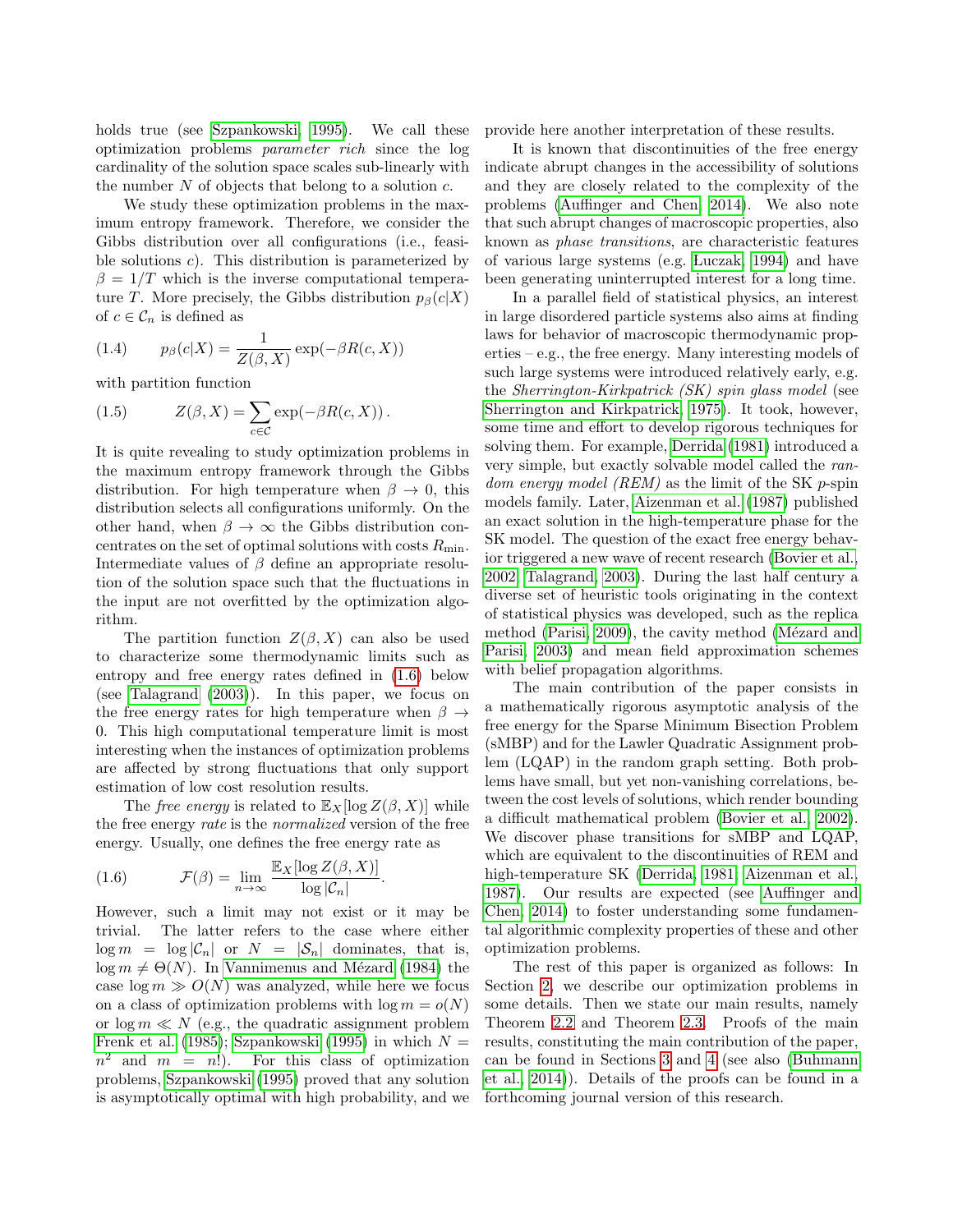holds true (see Szpankowski, 1995). We call these optimization problems *parameter rich* since the log cardinality of the solution space scales sub-linearly with the number $N$ of objects that belong to a solution $c$.

We study these optimization problems in the maximum entropy framework. Therefore, we consider the Gibbs distribution over all configurations (i.e., feasible solutions $c$). This distribution is parameterized by $\beta = 1/T$ which is the inverse computational temperature $T$. More precisely, the Gibbs distribution $p_\beta(c|X)$ of $c \in \mathcal{C}_n$ is defined as

$$(1.4) \qquad p_\beta(c|X) = \frac{1}{Z(\beta, X)} \exp(-\beta R(c, X))$$

with partition function

$$(1.5) \qquad Z(\beta, X) = \sum_{c \in \mathcal{C}} \exp(-\beta R(c, X)) \,.$$

It is quite revealing to study optimization problems in the maximum entropy framework through the Gibbs distribution. For high temperature when $\beta \to 0$, this distribution selects all configurations uniformly. On the other hand, when $\beta \to \infty$ the Gibbs distribution concentrates on the set of optimal solutions with costs $R_{\min}$. Intermediate values of $\beta$ define an appropriate resolution of the solution space such that the fluctuations in the input are not overfitted by the optimization algorithm.

The partition function $Z(\beta, X)$ can also be used to characterize some thermodynamic limits such as entropy and free energy rates defined in (1.6) below (see Talagrand (2003)). In this paper, we focus on the free energy rates for high temperature when $\beta \to 0$. This high computational temperature limit is most interesting when the instances of optimization problems are affected by strong fluctuations that only support estimation of low cost resolution results.

The *free energy* is related to $\mathbb{E}_X[\log Z(\beta, X)]$ while the free energy *rate* is the *normalized* version of the free energy. Usually, one defines the free energy rate as

$$(1.6) \qquad \mathcal{F}(\beta) = \lim_{n \to \infty} \frac{\mathbb{E}_X[\log Z(\beta, X)]}{\log |\mathcal{C}_n|}.$$

However, such a limit may not exist or it may be trivial. The latter refers to the case where either $\log m = \log |\mathcal{C}_n|$ or $N = |\mathcal{S}_n|$ dominates, that is, $\log m \neq \Theta(N)$. In Vannimenus and Mézard (1984) the case $\log m \gg O(N)$ was analyzed, while here we focus on a class of optimization problems with $\log m = o(N)$ or $\log m \ll N$ (e.g., the quadratic assignment problem Frenk et al. (1985); Szpankowski (1995) in which $N = n^2$ and $m = n!$). For this class of optimization problems, Szpankowski (1995) proved that any solution is asymptotically optimal with high probability, and we provide here another interpretation of these results.

It is known that discontinuities of the free energy indicate abrupt changes in the accessibility of solutions and they are closely related to the complexity of the problems (Auffinger and Chen, 2014). We also note that such abrupt changes of macroscopic properties, also known as *phase transitions*, are characteristic features of various large systems (e.g. Luczak, 1994) and have been generating uninterrupted interest for a long time.

In a parallel field of statistical physics, an interest in large disordered particle systems also aims at finding laws for behavior of macroscopic thermodynamic properties – e.g., the free energy. Many interesting models of such large systems were introduced relatively early, e.g. the *Sherrington-Kirkpatrick (SK) spin glass model* (see Sherrington and Kirkpatrick, 1975). It took, however, some time and effort to develop rigorous techniques for solving them. For example, Derrida (1981) introduced a very simple, but exactly solvable model called the *random energy model (REM)* as the limit of the SK $p$-spin models family. Later, Aizenman et al. (1987) published an exact solution in the high-temperature phase for the SK model. The question of the exact free energy behavior triggered a new wave of recent research (Bovier et al., 2002; Talagrand, 2003). During the last half century a diverse set of heuristic tools originating in the context of statistical physics was developed, such as the replica method (Parisi, 2009), the cavity method (Mézard and Parisi, 2003) and mean field approximation schemes with belief propagation algorithms.

The main contribution of the paper consists in a mathematically rigorous asymptotic analysis of the free energy for the Sparse Minimum Bisection Problem (sMBP) and for the Lawler Quadratic Assignment problem (LQAP) in the random graph setting. Both problems have small, but yet non-vanishing correlations, between the cost levels of solutions, which render bounding a difficult mathematical problem (Bovier et al., 2002). We discover phase transitions for sMBP and LQAP, which are equivalent to the discontinuities of REM and high-temperature SK (Derrida, 1981; Aizenman et al., 1987). Our results are expected (see Auffinger and Chen, 2014) to foster understanding some fundamental algorithmic complexity properties of these and other optimization problems.

The rest of this paper is organized as follows: In Section 2, we describe our optimization problems in some details. Then we state our main results, namely Theorem 2.2 and Theorem 2.3. Proofs of the main results, constituting the main contribution of the paper, can be found in Sections 3 and 4 (see also (Buhmann et al., 2014)). Details of the proofs can be found in a forthcoming journal version of this research.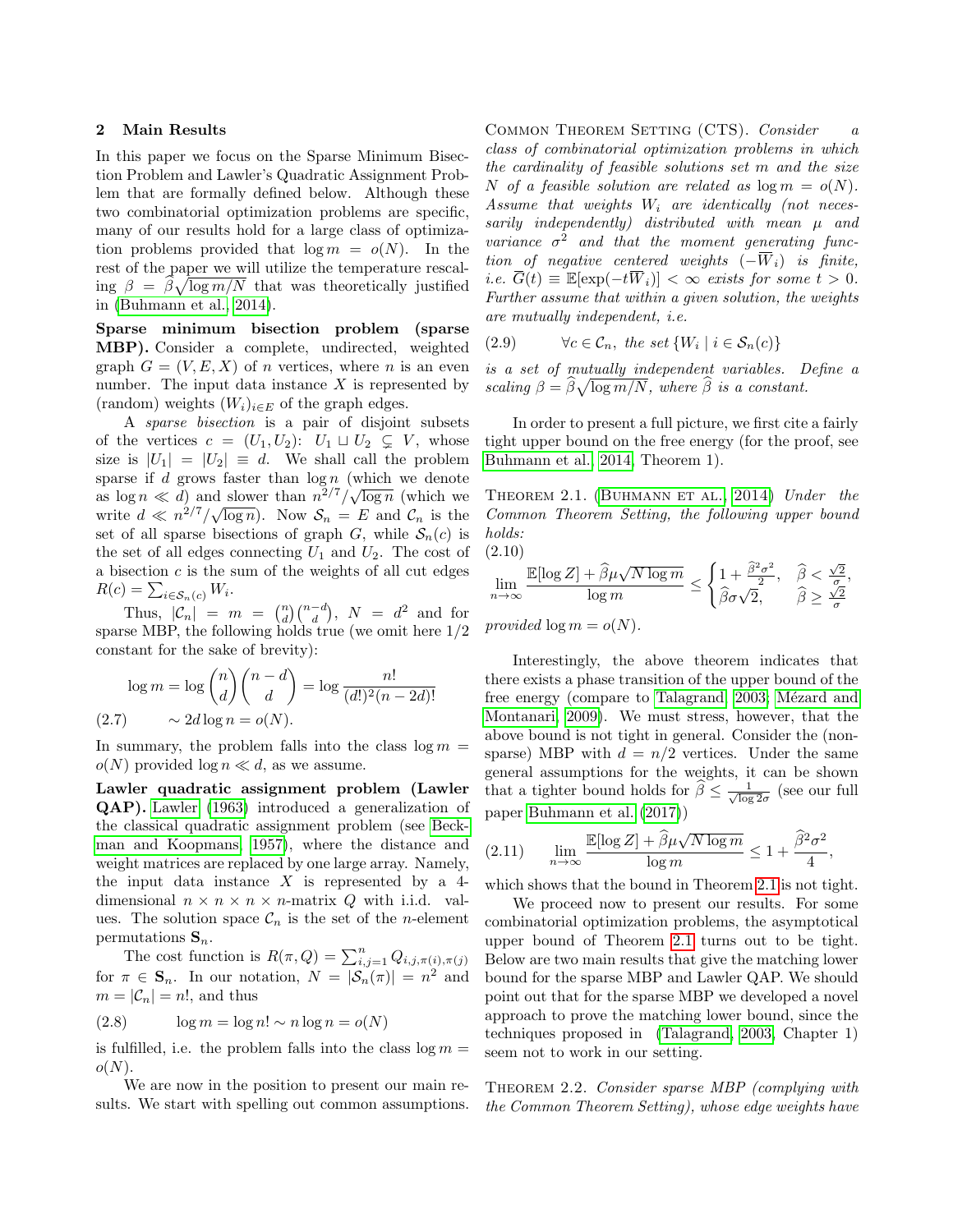## 2 Main Results

In this paper we focus on the Sparse Minimum Bisection Problem and Lawler's Quadratic Assignment Problem that are formally defined below. Although these two combinatorial optimization problems are specific, many of our results hold for a large class of optimization problems provided that $\log m = o(N)$. In the rest of the paper we will utilize the temperature rescaling $\beta = \widehat{\beta}\sqrt{\log m/N}$ that was theoretically justified in (Buhmann et al., 2014).

**Sparse minimum bisection problem (sparse MBP).** Consider a complete, undirected, weighted graph $G = (V, E, X)$ of $n$ vertices, where $n$ is an even number. The input data instance $X$ is represented by (random) weights $(W_i)_{i \in E}$ of the graph edges.

A *sparse bisection* is a pair of disjoint subsets of the vertices $c = (U_1, U_2)$: $U_1 \sqcup U_2 \subsetneq V$, whose size is $|U_1| = |U_2| \equiv d$. We shall call the problem sparse if $d$ grows faster than $\log n$ (which we denote as $\log n \ll d$) and slower than $n^{2/7}/\sqrt{\log n}$ (which we write $d \ll n^{2/7}/\sqrt{\log n}$). Now $\mathcal{S}_n = E$ and $\mathcal{C}_n$ is the set of all sparse bisections of graph $G$, while $\mathcal{S}_n(c)$ is the set of all edges connecting $U_1$ and $U_2$. The cost of a bisection $c$ is the sum of the weights of all cut edges $R(c) = \sum_{i \in \mathcal{S}_n(c)} W_i$.

Thus, $|\mathcal{C}_n| = m = \binom{n}{d}\binom{n-d}{d}$, $N = d^2$ and for sparse MBP, the following holds true (we omit here $1/2$ constant for the sake of brevity):

$$\log m = \log \binom{n}{d}\binom{n-d}{d} = \log \frac{n!}{(d!)^2(n-2d)!}$$

$$\sim 2d \log n = o(N). \tag{2.7}$$

In summary, the problem falls into the class $\log m = o(N)$ provided $\log n \ll d$, as we assume.

**Lawler quadratic assignment problem (Lawler QAP).** Lawler (1963) introduced a generalization of the classical quadratic assignment problem (see Beckman and Koopmans, 1957), where the distance and weight matrices are replaced by one large array. Namely, the input data instance $X$ is represented by a 4-dimensional $n \times n \times n \times n$-matrix $Q$ with i.i.d. values. The solution space $\mathcal{C}_n$ is the set of the $n$-element permutations $\mathbf{S}_n$.

The cost function is $R(\pi, Q) = \sum_{i,j=1}^{n} Q_{i,j,\pi(i),\pi(j)}$ for $\pi \in \mathbf{S}_n$. In our notation, $N = |\mathcal{S}_n(\pi)| = n^2$ and $m = |\mathcal{C}_n| = n!$, and thus

$$\log m = \log n! \sim n \log n = o(N) \tag{2.8}$$

is fulfilled, i.e. the problem falls into the class $\log m = o(N)$.

We are now in the position to present our main results. We start with spelling out common assumptions.

Common Theorem Setting (CTS). *Consider a class of combinatorial optimization problems in which the cardinality of feasible solutions set $m$ and the size $N$ of a feasible solution are related as $\log m = o(N)$. Assume that weights $W_i$ are identically (not necessarily independently) distributed with mean $\mu$ and variance $\sigma^2$ and that the moment generating function of negative centered weights $(-\overline{W}_i)$ is finite, i.e. $\overline{G}(t) \equiv \mathbb{E}[\exp(-t\overline{W}_i)] < \infty$ exists for some $t > 0$. Further assume that within a given solution, the weights are mutually independent, i.e.*

$$\forall c \in \mathcal{C}_n, \text{ the set } \{W_i \mid i \in \mathcal{S}_n(c)\} \tag{2.9}$$

*is a set of mutually independent variables. Define a scaling $\beta = \widehat{\beta}\sqrt{\log m/N}$, where $\widehat{\beta}$ is a constant.*

In order to present a full picture, we first cite a fairly tight upper bound on the free energy (for the proof, see Buhmann et al., 2014, Theorem 1).

Theorem 2.1. (Buhmann et al., 2014) *Under the Common Theorem Setting, the following upper bound holds:*

$$\lim_{n\to\infty} \frac{\mathbb{E}[\log Z] + \widehat{\beta}\mu\sqrt{N \log m}}{\log m} \le \begin{cases} 1 + \frac{\widehat{\beta}^2\sigma^2}{2}, & \widehat{\beta} < \frac{\sqrt{2}}{\sigma}, \\ \widehat{\beta}\sigma\sqrt{2}, & \widehat{\beta} \ge \frac{\sqrt{2}}{\sigma} \end{cases} \tag{2.10}$$

*provided $\log m = o(N)$.*

Interestingly, the above theorem indicates that there exists a phase transition of the upper bound of the free energy (compare to Talagrand, 2003; Mézard and Montanari, 2009). We must stress, however, that the above bound is not tight in general. Consider the (non-sparse) MBP with $d = n/2$ vertices. Under the same general assumptions for the weights, it can be shown that a tighter bound holds for $\widehat{\beta} \le \frac{1}{\sqrt{\log 2}\sigma}$ (see our full paper Buhmann et al. (2017))

$$\lim_{n\to\infty} \frac{\mathbb{E}[\log Z] + \widehat{\beta}\mu\sqrt{N \log m}}{\log m} \le 1 + \frac{\widehat{\beta}^2\sigma^2}{4}, \tag{2.11}$$

which shows that the bound in Theorem 2.1 is not tight.

We proceed now to present our results. For some combinatorial optimization problems, the asymptotical upper bound of Theorem 2.1 turns out to be tight. Below are two main results that give the matching lower bound for the sparse MBP and Lawler QAP. We should point out that for the sparse MBP we developed a novel approach to prove the matching lower bound, since the techniques proposed in (Talagrand, 2003, Chapter 1) seem not to work in our setting.

Theorem 2.2. *Consider sparse MBP (complying with the Common Theorem Setting), whose edge weights have*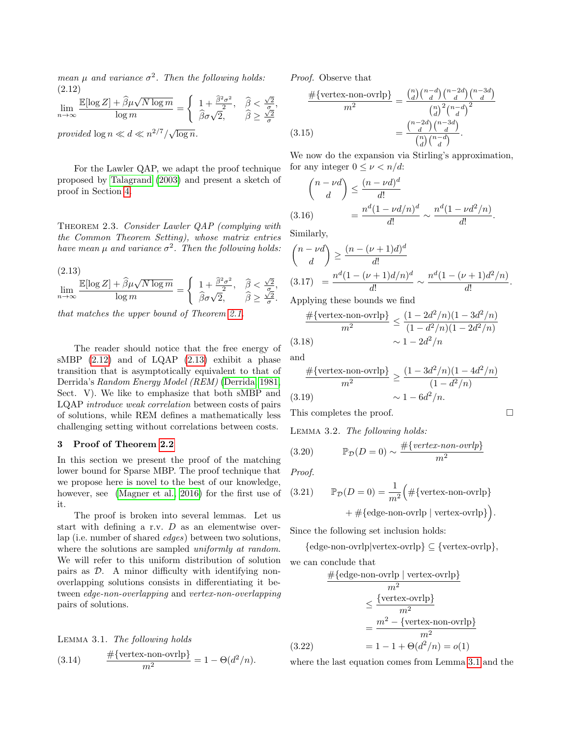*mean $\mu$ and variance $\sigma^2$. Then the following holds:*

$$\lim_{n\to\infty} \frac{\mathbb{E}[\log Z] + \widehat{\beta}\mu\sqrt{N\log m}}{\log m} = \begin{cases} 1 + \frac{\widehat{\beta}^2\sigma^2}{2}, & \widehat{\beta} < \frac{\sqrt{2}}{\sigma}, \\ \widehat{\beta}\sigma\sqrt{2}, & \widehat{\beta} \geq \frac{\sqrt{2}}{\sigma} \end{cases} \tag{2.12}$$

*provided* $\log n \ll d \ll n^{2/7}/\sqrt{\log n}$.

For the Lawler QAP, we adapt the proof technique proposed by Talagrand (2003) and present a sketch of proof in Section 4.

Theorem 2.3. *Consider Lawler QAP (complying with the Common Theorem Setting), whose matrix entries have mean $\mu$ and variance $\sigma^2$. Then the following holds:*

$$\lim_{n\to\infty} \frac{\mathbb{E}[\log Z] + \widehat{\beta}\mu\sqrt{N\log m}}{\log m} = \begin{cases} 1 + \frac{\widehat{\beta}^2\sigma^2}{2}, & \widehat{\beta} < \frac{\sqrt{2}}{\sigma}, \\ \widehat{\beta}\sigma\sqrt{2}, & \widehat{\beta} \geq \frac{\sqrt{2}}{\sigma}. \end{cases} \tag{2.13}$$

*that matches the upper bound of Theorem 2.1.*

The reader should notice that the free energy of sMBP (2.12) and of LQAP (2.13) exhibit a phase transition that is asymptotically equivalent to that of Derrida's *Random Energy Model (REM)* (Derrida, 1981, Sect. V). We like to emphasize that both sMBP and LQAP *introduce weak correlation* between costs of pairs of solutions, while REM defines a mathematically less challenging setting without correlations between costs.

## 3 Proof of Theorem 2.2

In this section we present the proof of the matching lower bound for Sparse MBP. The proof technique that we propose here is novel to the best of our knowledge, however, see (Magner et al., 2016) for the first use of it.

The proof is broken into several lemmas. Let us start with defining a r.v. $D$ as an elementwise overlap (i.e. number of shared *edges*) between two solutions, where the solutions are sampled *uniformly at random*. We will refer to this uniform distribution of solution pairs as $\mathcal{D}$. A minor difficulty with identifying non-overlapping solutions consists in differentiating it between *edge-non-overlapping* and *vertex-non-overlapping* pairs of solutions.

Lemma 3.1. *The following holds*

$$\frac{\#\{\text{vertex-non-ovrlp}\}}{m^2} = 1 - \Theta(d^2/n). \tag{3.14}$$

*Proof.* Observe that

$$\begin{aligned}\frac{\#\{\text{vertex-non-ovrlp}\}}{m^2} &= \frac{\binom{n}{d}\binom{n-d}{d}\binom{n-2d}{d}\binom{n-3d}{d}}{\binom{n}{d}^2\binom{n-d}{d}^2} \\ &= \frac{\binom{n-2d}{d}\binom{n-3d}{d}}{\binom{n}{d}\binom{n-d}{d}}.\end{aligned} \tag{3.15}$$

We now do the expansion via Stirling's approximation, for any integer $0 \leq \nu < n/d$:

$$\begin{aligned}\binom{n-\nu d}{d} &\leq \frac{(n-\nu d)^d}{d!} \\ &= \frac{n^d(1-\nu d/n)^d}{d!} \sim \frac{n^d(1-\nu d^2/n)}{d!}.\end{aligned} \tag{3.16}$$

Similarly,

$$\begin{aligned}\binom{n-\nu d}{d} &\geq \frac{(n-(\nu+1)d)^d}{d!} \\ &= \frac{n^d(1-(\nu+1)d/n)^d}{d!} \sim \frac{n^d(1-(\nu+1)d^2/n)}{d!}.\end{aligned} \tag{3.17}$$

Applying these bounds we find

$$\begin{aligned}\frac{\#\{\text{vertex-non-ovrlp}\}}{m^2} &\leq \frac{(1-2d^2/n)(1-3d^2/n)}{(1-d^2/n)(1-2d^2/n)} \\ &\sim 1 - 2d^2/n\end{aligned} \tag{3.18}$$

and

$$\begin{aligned}\frac{\#\{\text{vertex-non-ovrlp}\}}{m^2} &\geq \frac{(1-3d^2/n)(1-4d^2/n)}{(1-d^2/n)} \\ &\sim 1 - 6d^2/n.\end{aligned} \tag{3.19}$$

This completes the proof. $\square$

Lemma 3.2. *The following holds:*

$$\mathbb{P}_{\mathcal{D}}(D=0) \sim \frac{\#\{\textit{vertex-non-ovrlp}\}}{m^2} \tag{3.20}$$

*Proof.*

$$\begin{aligned}\mathbb{P}_{\mathcal{D}}(D=0) = \frac{1}{m^2}\Big(&\#\{\text{vertex-non-ovrlp}\} \\ &+ \#\{\text{edge-non-ovrlp} \mid \text{vertex-ovrlp}\}\Big).\end{aligned} \tag{3.21}$$

Since the following set inclusion holds:

$$\{\text{edge-non-ovrlp}|\text{vertex-ovrlp}\} \subseteq \{\text{vertex-ovrlp}\},$$

we can conclude that

$$\begin{aligned}&\frac{\#\{\text{edge-non-ovrlp} \mid \text{vertex-ovrlp}\}}{m^2} \\ &\leq \frac{\{\text{vertex-ovrlp}\}}{m^2} \\ &= \frac{m^2 - \{\text{vertex-non-ovrlp}\}}{m^2} \\ &= 1 - 1 + \Theta(d^2/n) = o(1)\end{aligned} \tag{3.22}$$

where the last equation comes from Lemma 3.1 and the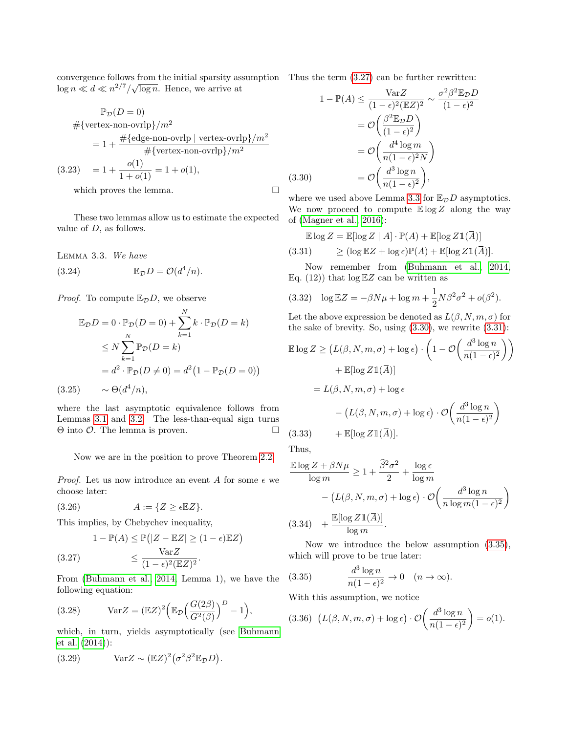convergence follows from the initial sparsity assumption $\log n \ll d \ll n^{2/7}/\sqrt{\log n}$. Hence, we arrive at

$$\frac{\mathbb{P}_{\mathcal{D}}(D=0)}{\#\{\text{vertex-non-ovrlp}\}/m^2} = 1 + \frac{\#\{\text{edge-non-ovrlp} \mid \text{vertex-ovrlp}\}/m^2}{\#\{\text{vertex-non-ovrlp}\}/m^2}$$
$$= 1 + \frac{o(1)}{1+o(1)} = 1 + o(1), \tag{3.23}$$

which proves the lemma. □

These two lemmas allow us to estimate the expected value of $D$, as follows.

Lemma 3.3. *We have*

$$\mathbb{E}_{\mathcal{D}} D = \mathcal{O}(d^4/n). \tag{3.24}$$

*Proof.* To compute $\mathbb{E}_{\mathcal{D}} D$, we observe

$$\begin{aligned}
\mathbb{E}_{\mathcal{D}} D &= 0 \cdot \mathbb{P}_{\mathcal{D}}(D=0) + \sum_{k=1}^{N} k \cdot \mathbb{P}_{\mathcal{D}}(D=k) \\
&\le N \sum_{k=1}^{N} \mathbb{P}_{\mathcal{D}}(D=k) \\
&= d^2 \cdot \mathbb{P}_{\mathcal{D}}(D \neq 0) = d^2\big(1 - \mathbb{P}_{\mathcal{D}}(D=0)\big) \\
&\sim \Theta(d^4/n),
\end{aligned} \tag{3.25}$$

where the last asymptotic equivalence follows from Lemmas 3.1 and 3.2. The less-than-equal sign turns $\Theta$ into $\mathcal{O}$. The lemma is proven. □

Now we are in the position to prove Theorem 2.2.

*Proof.* Let us now introduce an event $A$ for some $\epsilon$ we choose later:

$$A := \{Z \ge \epsilon \mathbb{E} Z\}. \tag{3.26}$$

This implies, by Chebychev inequality,

$$\begin{aligned}
1 - \mathbb{P}(A) &\le \mathbb{P}\big(|Z - \mathbb{E}Z| \ge (1-\epsilon)\mathbb{E}Z\big) \\
&\le \frac{\operatorname{Var} Z}{(1-\epsilon)^2 (\mathbb{E}Z)^2}.
\end{aligned} \tag{3.27}$$

From (Buhmann et al., 2014, Lemma 1), we have the following equation:

$$\operatorname{Var} Z = (\mathbb{E}Z)^2 \Big( \mathbb{E}_{\mathcal{D}} \Big( \frac{G(2\beta)}{G^2(\beta)} \Big)^D - 1 \Big), \tag{3.28}$$

which, in turn, yields asymptotically (see Buhmann et al. (2014)):

$$\operatorname{Var} Z \sim (\mathbb{E}Z)^2 \big( \sigma^2 \beta^2 \mathbb{E}_{\mathcal{D}} D \big). \tag{3.29}$$

Thus the term (3.27) can be further rewritten:

$$\begin{aligned}
1 - \mathbb{P}(A) &\le \frac{\operatorname{Var} Z}{(1-\epsilon)^2 (\mathbb{E}Z)^2} \sim \frac{\sigma^2 \beta^2 \mathbb{E}_{\mathcal{D}} D}{(1-\epsilon)^2} \\
&= \mathcal{O}\Big( \frac{\beta^2 \mathbb{E}_{\mathcal{D}} D}{(1-\epsilon)^2} \Big) \\
&= \mathcal{O}\Big( \frac{d^4 \log m}{n (1-\epsilon)^2 N} \Big) \\
&= \mathcal{O}\Big( \frac{d^3 \log n}{n (1-\epsilon)^2} \Big),
\end{aligned} \tag{3.30}$$

where we used above Lemma 3.3 for $\mathbb{E}_{\mathcal{D}} D$ asymptotics. We now proceed to compute $\mathbb{E} \log Z$ along the way of (Magner et al., 2016):

$$\begin{aligned}
\mathbb{E} \log Z &= \mathbb{E}[\log Z \mid A] \cdot \mathbb{P}(A) + \mathbb{E}[\log Z \mathbb{1}(\overline{A})] \\
&\ge (\log \mathbb{E}Z + \log \epsilon) \mathbb{P}(A) + \mathbb{E}[\log Z \mathbb{1}(\overline{A})].
\end{aligned} \tag{3.31}$$

Now remember from (Buhmann et al., 2014, Eq. (12)) that $\log \mathbb{E}Z$ can be written as

$$\log \mathbb{E}Z = -\beta N \mu + \log m + \frac{1}{2} N \beta^2 \sigma^2 + o(\beta^2). \tag{3.32}$$

Let the above expression be denoted as $L(\beta, N, m, \sigma)$ for the sake of brevity. So, using (3.30), we rewrite (3.31):

$$\begin{aligned}
\mathbb{E} \log Z &\ge \big( L(\beta, N, m, \sigma) + \log \epsilon \big) \cdot \Big( 1 - \mathcal{O}\Big( \frac{d^3 \log n}{n(1-\epsilon)^2} \Big) \Big) \\
&\quad + \mathbb{E}[\log Z \mathbb{1}(\overline{A})] \\
&= L(\beta, N, m, \sigma) + \log \epsilon \\
&\quad - \big( L(\beta, N, m, \sigma) + \log \epsilon \big) \cdot \mathcal{O}\Big( \frac{d^3 \log n}{n(1-\epsilon)^2} \Big) \\
&\quad + \mathbb{E}[\log Z \mathbb{1}(\overline{A})].
\end{aligned} \tag{3.33}$$

Thus,

$$\begin{aligned}
\frac{\mathbb{E} \log Z + \beta N \mu}{\log m} &\ge 1 + \frac{\widehat{\beta}^2 \sigma^2}{2} + \frac{\log \epsilon}{\log m} \\
&\quad - \big( L(\beta, N, m, \sigma) + \log \epsilon \big) \cdot \mathcal{O}\Big( \frac{d^3 \log n}{n \log m (1-\epsilon)^2} \Big) \\
&\quad + \frac{\mathbb{E}[\log Z \mathbb{1}(\overline{A})]}{\log m}.
\end{aligned} \tag{3.34}$$

Now we introduce the below assumption (3.35), which will prove to be true later:

$$\frac{d^3 \log n}{n(1-\epsilon)^2} \to 0 \quad (n \to \infty). \tag{3.35}$$

With this assumption, we notice

$$\big( L(\beta, N, m, \sigma) + \log \epsilon \big) \cdot \mathcal{O}\Big( \frac{d^3 \log n}{n(1-\epsilon)^2} \Big) = o(1). \tag{3.36}$$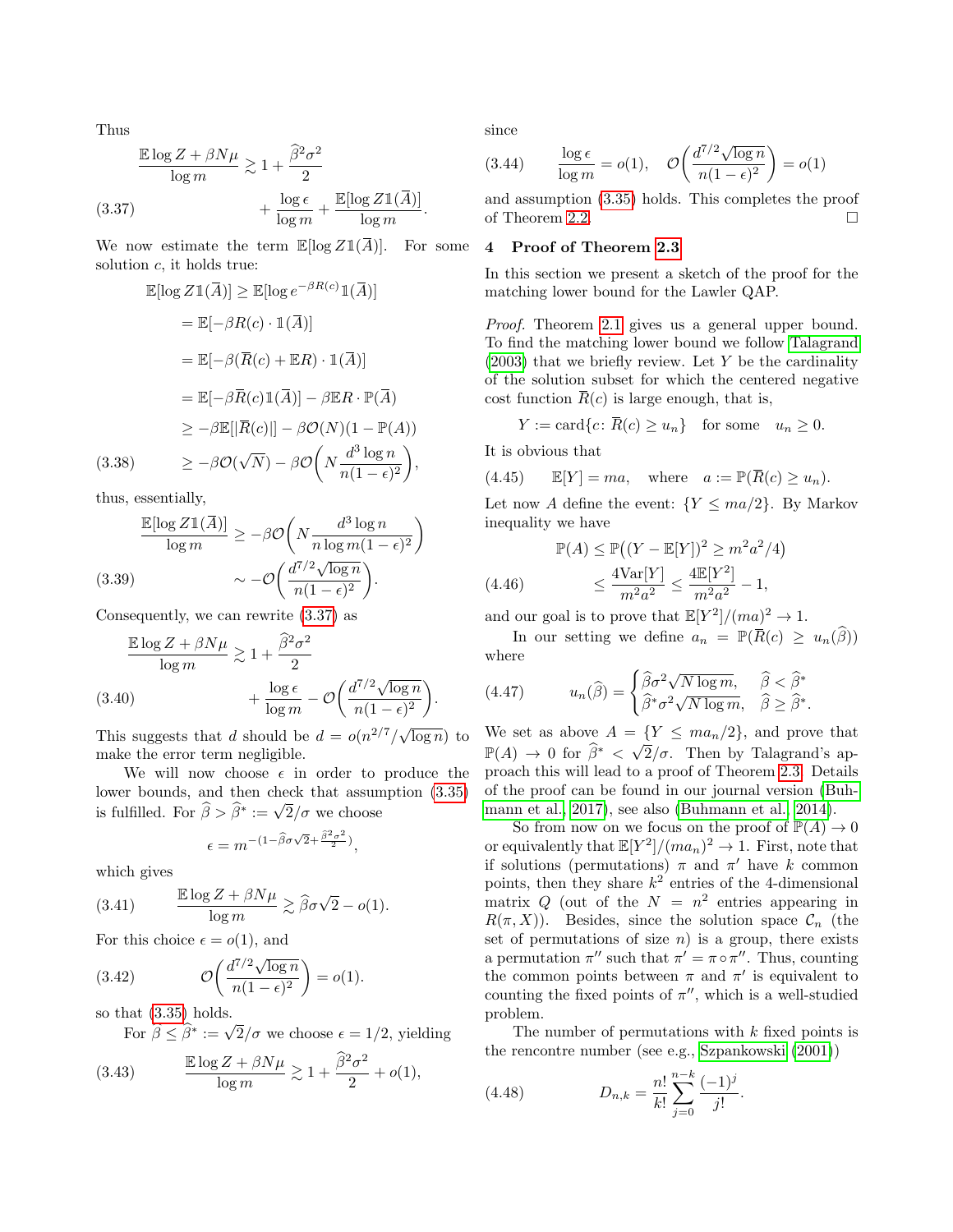Thus

$$\frac{\mathbb{E}\log Z + \beta N\mu}{\log m} \gtrsim 1 + \frac{\widehat{\beta}^2\sigma^2}{2} + \frac{\log\epsilon}{\log m} + \frac{\mathbb{E}[\log Z\mathbb{1}(\overline{A})]}{\log m}. \tag{3.37}$$

We now estimate the term $\mathbb{E}[\log Z\mathbb{1}(\overline{A})]$. For some solution $c$, it holds true:

$$\begin{aligned}
\mathbb{E}[\log Z\mathbb{1}(\overline{A})] &\geq \mathbb{E}[\log e^{-\beta R(c)}\mathbb{1}(\overline{A})] \\
&= \mathbb{E}[-\beta R(c)\cdot\mathbb{1}(\overline{A})] \\
&= \mathbb{E}[-\beta(\overline{R}(c) + \mathbb{E}R)\cdot\mathbb{1}(\overline{A})] \\
&= \mathbb{E}[-\beta\overline{R}(c)\mathbb{1}(\overline{A})] - \beta\mathbb{E}R\cdot\mathbb{P}(\overline{A}) \\
&\geq -\beta\mathbb{E}[|\overline{R}(c)|] - \beta\mathcal{O}(N)(1-\mathbb{P}(A)) \\
&\geq -\beta\mathcal{O}(\sqrt{N}) - \beta\mathcal{O}\bigg(N\frac{d^3\log n}{n(1-\epsilon)^2}\bigg),
\end{aligned} \tag{3.38}$$

thus, essentially,

$$\begin{aligned}
\frac{\mathbb{E}[\log Z\mathbb{1}(\overline{A})]}{\log m} &\geq -\beta\mathcal{O}\bigg(N\frac{d^3\log n}{n\log m(1-\epsilon)^2}\bigg) \\
&\sim -\mathcal{O}\bigg(\frac{d^{7/2}\sqrt{\log n}}{n(1-\epsilon)^2}\bigg).
\end{aligned} \tag{3.39}$$

Consequently, we can rewrite (3.37) as

$$\frac{\mathbb{E}\log Z + \beta N\mu}{\log m} \gtrsim 1 + \frac{\widehat{\beta}^2\sigma^2}{2} + \frac{\log\epsilon}{\log m} - \mathcal{O}\bigg(\frac{d^{7/2}\sqrt{\log n}}{n(1-\epsilon)^2}\bigg). \tag{3.40}$$

This suggests that $d$ should be $d = o(n^{2/7}/\sqrt{\log n})$ to make the error term negligible.

We will now choose $\epsilon$ in order to produce the lower bounds, and then check that assumption (3.35) is fulfilled. For $\widehat{\beta} > \widehat{\beta}^* := \sqrt{2}/\sigma$ we choose

$$\epsilon = m^{-(1-\widehat{\beta}\sigma\sqrt{2}+\frac{\widehat{\beta}^2\sigma^2}{2})},$$

which gives

$$\frac{\mathbb{E}\log Z + \beta N\mu}{\log m} \gtrsim \widehat{\beta}\sigma\sqrt{2} - o(1). \tag{3.41}$$

For this choice $\epsilon = o(1)$, and

$$\mathcal{O}\bigg(\frac{d^{7/2}\sqrt{\log n}}{n(1-\epsilon)^2}\bigg) = o(1). \tag{3.42}$$

so that (3.35) holds.

For $\beta \leq \widehat{\beta}^* := \sqrt{2}/\sigma$ we choose $\epsilon = 1/2$, yielding

$$\frac{\mathbb{E}\log Z + \beta N\mu}{\log m} \gtrsim 1 + \frac{\widehat{\beta}^2\sigma^2}{2} + o(1), \tag{3.43}$$

since

$$\frac{\log\epsilon}{\log m} = o(1), \quad \mathcal{O}\bigg(\frac{d^{7/2}\sqrt{\log n}}{n(1-\epsilon)^2}\bigg) = o(1) \tag{3.44}$$

and assumption (3.35) holds. This completes the proof of Theorem 2.2. □

## 4 Proof of Theorem 2.3

In this section we present a sketch of the proof for the matching lower bound for the Lawler QAP.

*Proof.* Theorem 2.1 gives us a general upper bound. To find the matching lower bound we follow Talagrand (2003) that we briefly review. Let $Y$ be the cardinality of the solution subset for which the centered negative cost function $\overline{R}(c)$ is large enough, that is,

$$Y := \text{card}\{c\colon \overline{R}(c) \geq u_n\} \quad \text{for some} \quad u_n \geq 0.$$

It is obvious that

$$\mathbb{E}[Y] = ma, \quad \text{where} \quad a := \mathbb{P}(\overline{R}(c) \geq u_n). \tag{4.45}$$

Let now $A$ define the event: $\{Y \leq ma/2\}$. By Markov inequality we have

$$\begin{aligned}
\mathbb{P}(A) &\leq \mathbb{P}\big((Y-\mathbb{E}[Y])^2 \geq m^2a^2/4\big) \\
&\leq \frac{4\text{Var}[Y]}{m^2a^2} \leq \frac{4\mathbb{E}[Y^2]}{m^2a^2} - 1,
\end{aligned} \tag{4.46}$$

and our goal is to prove that $\mathbb{E}[Y^2]/(ma)^2 \to 1$.

In our setting we define $a_n = \mathbb{P}(\overline{R}(c) \geq u_n(\widehat{\beta}))$ where

$$u_n(\widehat{\beta}) = \begin{cases} \widehat{\beta}\sigma^2\sqrt{N\log m}, & \widehat{\beta} < \widehat{\beta}^* \\ \widehat{\beta}^*\sigma^2\sqrt{N\log m}, & \widehat{\beta} \geq \widehat{\beta}^*. \end{cases} \tag{4.47}$$

We set as above $A = \{Y \leq ma_n/2\}$, and prove that $\mathbb{P}(A) \to 0$ for $\widehat{\beta}^* < \sqrt{2}/\sigma$. Then by Talagrand's approach this will lead to a proof of Theorem 2.3. Details of the proof can be found in our journal version (Buhmann et al., 2017), see also (Buhmann et al., 2014).

So from now on we focus on the proof of $\mathbb{P}(A) \to 0$ or equivalently that $\mathbb{E}[Y^2]/(ma_n)^2 \to 1$. First, note that if solutions (permutations) $\pi$ and $\pi'$ have $k$ common points, then they share $k^2$ entries of the 4-dimensional matrix $Q$ (out of the $N = n^2$ entries appearing in $R(\pi, X)$). Besides, since the solution space $\mathcal{C}_n$ (the set of permutations of size $n$) is a group, there exists a permutation $\pi''$ such that $\pi' = \pi\circ\pi''$. Thus, counting the common points between $\pi$ and $\pi'$ is equivalent to counting the fixed points of $\pi''$, which is a well-studied problem.

The number of permutations with $k$ fixed points is the rencontre number (see e.g., Szpankowski (2001))

$$D_{n,k} = \frac{n!}{k!}\sum_{j=0}^{n-k}\frac{(-1)^j}{j!}. \tag{4.48}$$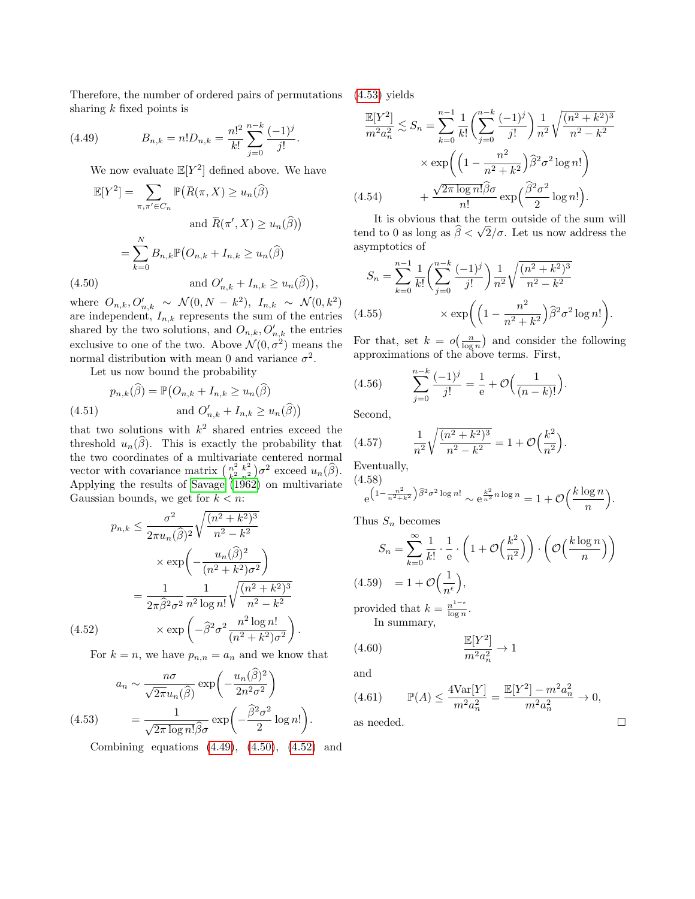Therefore, the number of ordered pairs of permutations sharing $k$ fixed points is

$$B_{n,k} = n! D_{n,k} = \frac{n!^2}{k!} \sum_{j=0}^{n-k} \frac{(-1)^j}{j!}. \tag{4.49}$$

We now evaluate $\mathbb{E}[Y^2]$ defined above. We have

$$\begin{aligned}
\mathbb{E}[Y^2] &= \sum_{\pi,\pi' \in C_n} \mathbb{P}\big(\overline{R}(\pi, X) \geq u_n(\widehat{\beta}) \\
&\qquad\qquad \text{and } \overline{R}(\pi', X) \geq u_n(\widehat{\beta})\big) \\
&= \sum_{k=0}^{N} B_{n,k} \mathbb{P}\big(O_{n,k} + I_{n,k} \geq u_n(\widehat{\beta}) \\
&\qquad\qquad \text{and } O'_{n,k} + I_{n,k} \geq u_n(\widehat{\beta})\big),
\end{aligned} \tag{4.50}$$

where $O_{n,k}, O'_{n,k} \sim \mathcal{N}(0, N-k^2)$, $I_{n,k} \sim \mathcal{N}(0, k^2)$ are independent, $I_{n,k}$ represents the sum of the entries shared by the two solutions, and $O_{n,k}, O'_{n,k}$ the entries exclusive to one of the two. Above $\mathcal{N}(0,\sigma^2)$ means the normal distribution with mean 0 and variance $\sigma^2$.

Let us now bound the probability

$$\begin{aligned}
p_{n,k}(\widehat{\beta}) &= \mathbb{P}\big(O_{n,k} + I_{n,k} \geq u_n(\widehat{\beta}) \\
&\qquad\qquad \text{and } O'_{n,k} + I_{n,k} \geq u_n(\widehat{\beta})\big)
\end{aligned} \tag{4.51}$$

that two solutions with $k^2$ shared entries exceed the threshold $u_n(\widehat{\beta})$. This is exactly the probability that the two coordinates of a multivariate centered normal vector with covariance matrix $\left(\begin{smallmatrix} n^2 & k^2 \\ k^2 & n^2 \end{smallmatrix}\right)\sigma^2$ exceed $u_n(\widehat{\beta})$. Applying the results of Savage (1962) on multivariate Gaussian bounds, we get for $k < n$:

$$\begin{aligned}
p_{n,k} &\leq \frac{\sigma^2}{2\pi u_n(\widehat{\beta})^2} \sqrt{\frac{(n^2+k^2)^3}{n^2-k^2}} \\
&\qquad \times \exp\left(-\frac{u_n(\widehat{\beta})^2}{(n^2+k^2)\sigma^2}\right) \\
&= \frac{1}{2\pi\widehat{\beta}^2\sigma^2} \frac{1}{n^2 \log n!} \sqrt{\frac{(n^2+k^2)^3}{n^2-k^2}} \\
&\qquad \times \exp\left(-\widehat{\beta}^2\sigma^2 \frac{n^2 \log n!}{(n^2+k^2)\sigma^2}\right).
\end{aligned} \tag{4.52}$$

For $k = n$, we have $p_{n,n} = a_n$ and we know that

$$\begin{aligned}
a_n &\sim \frac{n\sigma}{\sqrt{2\pi} u_n(\widehat{\beta})} \exp\left(-\frac{u_n(\widehat{\beta})^2}{2n^2\sigma^2}\right) \\
&= \frac{1}{\sqrt{2\pi \log n!}\,\widehat{\beta}\sigma} \exp\left(-\frac{\widehat{\beta}^2\sigma^2}{2} \log n!\right).
\end{aligned} \tag{4.53}$$

Combining equations (4.49), (4.50), (4.52) and (4.53) yields

$$\begin{aligned}
\frac{\mathbb{E}[Y^2]}{m^2 a_n^2} \lesssim S_n &= \sum_{k=0}^{n-1} \frac{1}{k!} \left(\sum_{j=0}^{n-k} \frac{(-1)^j}{j!}\right) \frac{1}{n^2} \sqrt{\frac{(n^2+k^2)^3}{n^2-k^2}} \\
&\qquad \times \exp\left(\left(1 - \frac{n^2}{n^2+k^2}\right)\widehat{\beta}^2\sigma^2 \log n!\right) \\
&\qquad + \frac{\sqrt{2\pi \log n!}\,\widehat{\beta}\sigma}{n!} \exp\left(\frac{\widehat{\beta}^2\sigma^2}{2} \log n!\right).
\end{aligned} \tag{4.54}$$

It is obvious that the term outside of the sum will tend to 0 as long as $\widehat{\beta} < \sqrt{2}/\sigma$. Let us now address the asymptotics of

$$\begin{aligned}
S_n &= \sum_{k=0}^{n-1} \frac{1}{k!} \left(\sum_{j=0}^{n-k} \frac{(-1)^j}{j!}\right) \frac{1}{n^2} \sqrt{\frac{(n^2+k^2)^3}{n^2-k^2}} \\
&\qquad \times \exp\left(\left(1 - \frac{n^2}{n^2+k^2}\right)\widehat{\beta}^2\sigma^2 \log n!\right).
\end{aligned} \tag{4.55}$$

For that, set $k = o\big(\frac{n}{\log n}\big)$ and consider the following approximations of the above terms. First,

$$\sum_{j=0}^{n-k} \frac{(-1)^j}{j!} = \frac{1}{\mathrm{e}} + \mathcal{O}\Big(\frac{1}{(n-k)!}\Big). \tag{4.56}$$

Second,

$$\frac{1}{n^2} \sqrt{\frac{(n^2+k^2)^3}{n^2-k^2}} = 1 + \mathcal{O}\Big(\frac{k^2}{n^2}\Big). \tag{4.57}$$

Eventually,

$$\mathrm{e}^{\left(1 - \frac{n^2}{n^2+k^2}\right)\widehat{\beta}^2\sigma^2 \log n!} \sim \mathrm{e}^{\frac{k^2}{n^2} n \log n} = 1 + \mathcal{O}\Big(\frac{k \log n}{n}\Big). \tag{4.58}$$

Thus $S_n$ becomes

$$\begin{aligned}
S_n &= \sum_{k=0}^{\infty} \frac{1}{k!} \cdot \frac{1}{\mathrm{e}} \cdot \left(1 + \mathcal{O}\Big(\frac{k^2}{n^2}\Big)\right) \cdot \left(\mathcal{O}\Big(\frac{k \log n}{n}\Big)\right) \\
&= 1 + \mathcal{O}\Big(\frac{1}{n^{\epsilon}}\Big),
\end{aligned} \tag{4.59}$$

provided that $k = \frac{n^{1-\epsilon}}{\log n}$.

In summary,

$$\frac{\mathbb{E}[Y^2]}{m^2 a_n^2} \to 1 \tag{4.60}$$

and

$$\mathbb{P}(A) \leq \frac{4\mathrm{Var}[Y]}{m^2 a_n^2} = \frac{\mathbb{E}[Y^2] - m^2 a_n^2}{m^2 a_n^2} \to 0, \tag{4.61}$$

as needed. □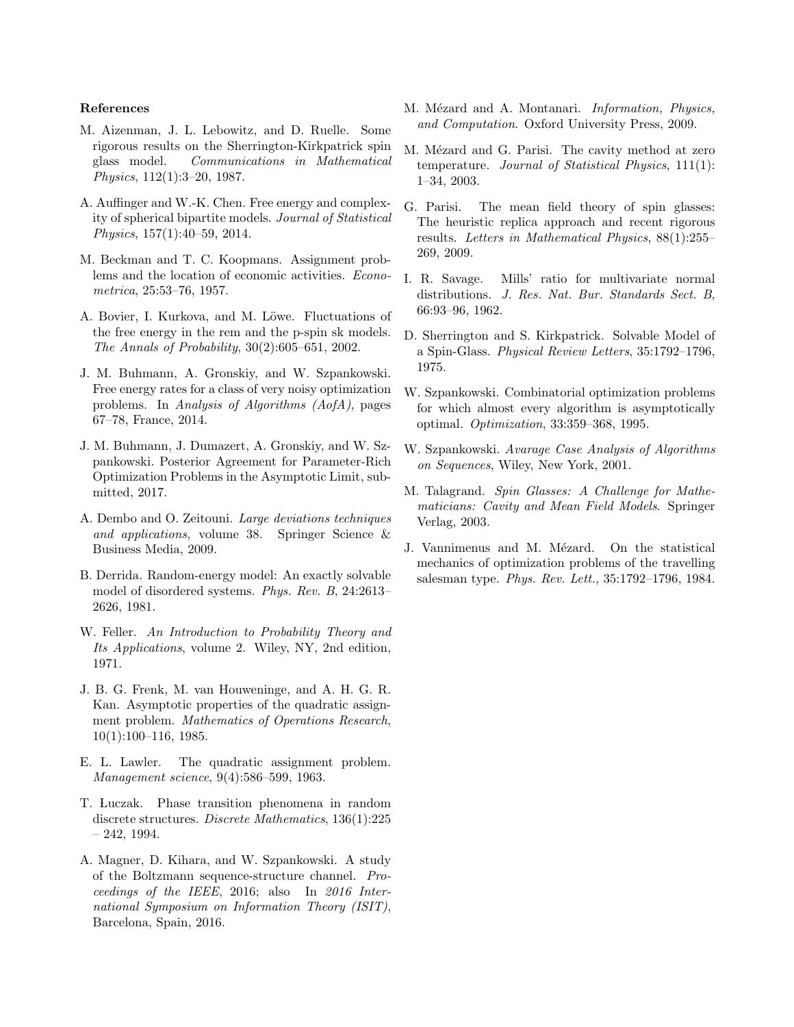**References**

M. Aizenman, J. L. Lebowitz, and D. Ruelle. Some rigorous results on the Sherrington-Kirkpatrick spin glass model. *Communications in Mathematical Physics*, 112(1):3–20, 1987.

A. Auffinger and W.-K. Chen. Free energy and complexity of spherical bipartite models. *Journal of Statistical Physics*, 157(1):40–59, 2014.

M. Beckman and T. C. Koopmans. Assignment problems and the location of economic activities. *Econometrica*, 25:53–76, 1957.

A. Bovier, I. Kurkova, and M. Löwe. Fluctuations of the free energy in the rem and the p-spin sk models. *The Annals of Probability*, 30(2):605–651, 2002.

J. M. Buhmann, A. Gronskiy, and W. Szpankowski. Free energy rates for a class of very noisy optimization problems. In *Analysis of Algorithms (AofA)*, pages 67–78, France, 2014.

J. M. Buhmann, J. Dumazert, A. Gronskiy, and W. Szpankowski. Posterior Agreement for Parameter-Rich Optimization Problems in the Asymptotic Limit, submitted, 2017.

A. Dembo and O. Zeitouni. *Large deviations techniques and applications*, volume 38. Springer Science & Business Media, 2009.

B. Derrida. Random-energy model: An exactly solvable model of disordered systems. *Phys. Rev. B*, 24:2613–2626, 1981.

W. Feller. *An Introduction to Probability Theory and Its Applications*, volume 2. Wiley, NY, 2nd edition, 1971.

J. B. G. Frenk, M. van Houweninge, and A. H. G. R. Kan. Asymptotic properties of the quadratic assignment problem. *Mathematics of Operations Research*, 10(1):100–116, 1985.

E. L. Lawler. The quadratic assignment problem. *Management science*, 9(4):586–599, 1963.

T. Łuczak. Phase transition phenomena in random discrete structures. *Discrete Mathematics*, 136(1):225 – 242, 1994.

A. Magner, D. Kihara, and W. Szpankowski. A study of the Boltzmann sequence-structure channel. *Proceedings of the IEEE*, 2016; also In *2016 International Symposium on Information Theory (ISIT)*, Barcelona, Spain, 2016.

M. Mézard and A. Montanari. *Information, Physics, and Computation*. Oxford University Press, 2009.

M. Mézard and G. Parisi. The cavity method at zero temperature. *Journal of Statistical Physics*, 111(1): 1–34, 2003.

G. Parisi. The mean field theory of spin glasses: The heuristic replica approach and recent rigorous results. *Letters in Mathematical Physics*, 88(1):255–269, 2009.

I. R. Savage. Mills' ratio for multivariate normal distributions. *J. Res. Nat. Bur. Standards Sect. B*, 66:93–96, 1962.

D. Sherrington and S. Kirkpatrick. Solvable Model of a Spin-Glass. *Physical Review Letters*, 35:1792–1796, 1975.

W. Szpankowski. Combinatorial optimization problems for which almost every algorithm is asymptotically optimal. *Optimization*, 33:359–368, 1995.

W. Szpankowski. *Avarage Case Analysis of Algorithms on Sequences*, Wiley, New York, 2001.

M. Talagrand. *Spin Glasses: A Challenge for Mathematicians: Cavity and Mean Field Models*. Springer Verlag, 2003.

J. Vannimenus and M. Mézard. On the statistical mechanics of optimization problems of the travelling salesman type. *Phys. Rev. Lett.*, 35:1792–1796, 1984.